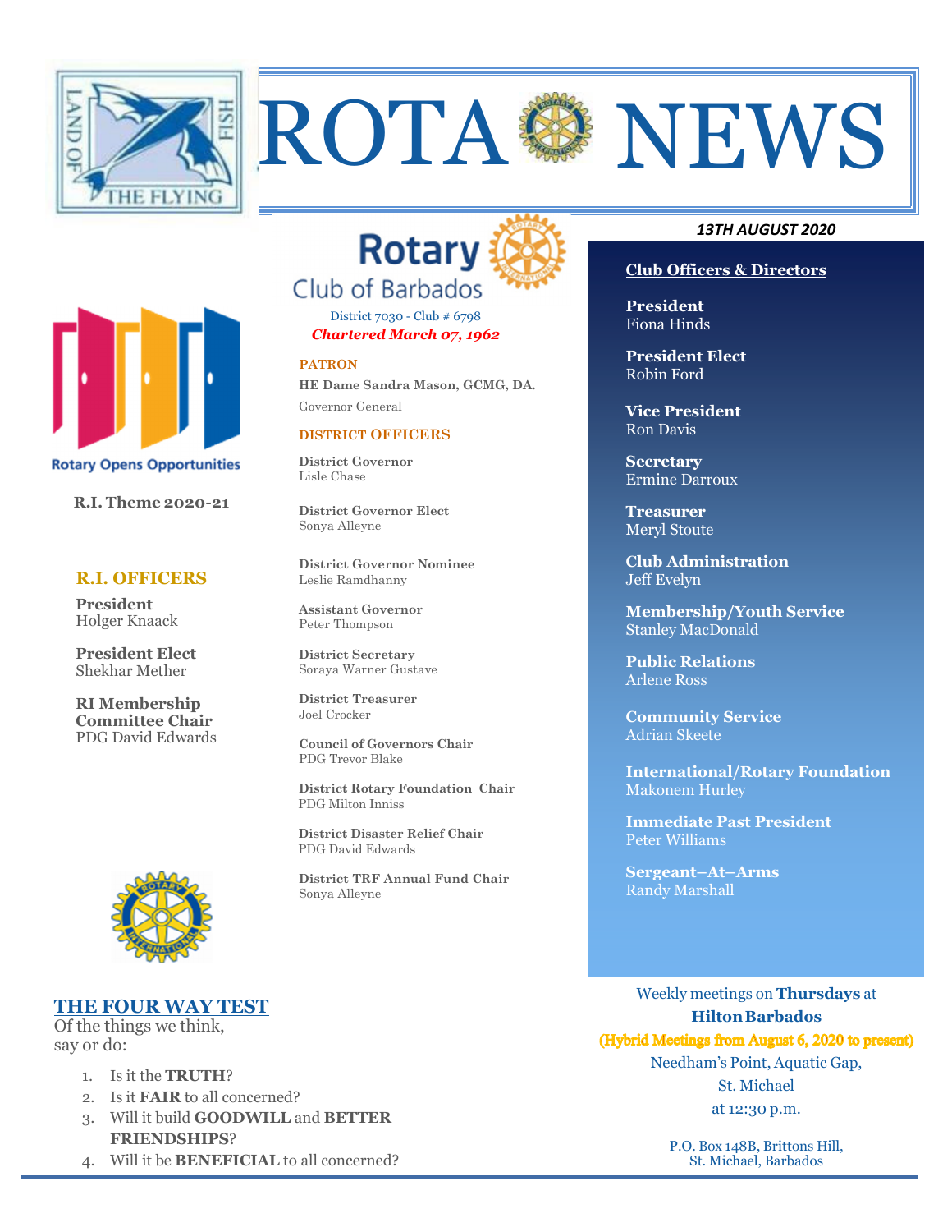# ROTA NEWS

LAND OF THE FLYING FISH

***13TH AUGUST 2020***

**Rotary Club of Barbados**

District 7030 - Club # 6798

***Chartered March 07, 1962***

Rotary Opens Opportunities

**R.I. Theme 2020-21**

## R.I. OFFICERS

**President**
Holger Knaack

**President Elect**
Shekhar Mether

**RI Membership Committee Chair**
PDG David Edwards

## PATRON

**HE Dame Sandra Mason, GCMG, DA.**
Governor General

## DISTRICT OFFICERS

**District Governor**
Lisle Chase

**District Governor Elect**
Sonya Alleyne

**District Governor Nominee**
Leslie Ramdhanny

**Assistant Governor**
Peter Thompson

**District Secretary**
Soraya Warner Gustave

**District Treasurer**
Joel Crocker

**Council of Governors Chair**
PDG Trevor Blake

**District Rotary Foundation Chair**
PDG Milton Inniss

**District Disaster Relief Chair**
PDG David Edwards

**District TRF Annual Fund Chair**
Sonya Alleyne

## Club Officers & Directors

**President**
Fiona Hinds

**President Elect**
Robin Ford

**Vice President**
Ron Davis

**Secretary**
Ermine Darroux

**Treasurer**
Meryl Stoute

**Club Administration**
Jeff Evelyn

**Membership/Youth Service**
Stanley MacDonald

**Public Relations**
Arlene Ross

**Community Service**
Adrian Skeete

**International/Rotary Foundation**
Makonem Hurley

**Immediate Past President**
Peter Williams

**Sergeant–At–Arms**
Randy Marshall

## THE FOUR WAY TEST

Of the things we think, say or do:

1. Is it the **TRUTH**?
2. Is it **FAIR** to all concerned?
3. Will it build **GOODWILL** and **BETTER FRIENDSHIPS**?
4. Will it be **BENEFICIAL** to all concerned?

Weekly meetings on **Thursdays** at **Hilton Barbados**
**(Hybrid Meetings from August 6, 2020 to present)**
Needham's Point, Aquatic Gap,
St. Michael
at 12:30 p.m.

P.O. Box 148B, Brittons Hill,
St. Michael, Barbados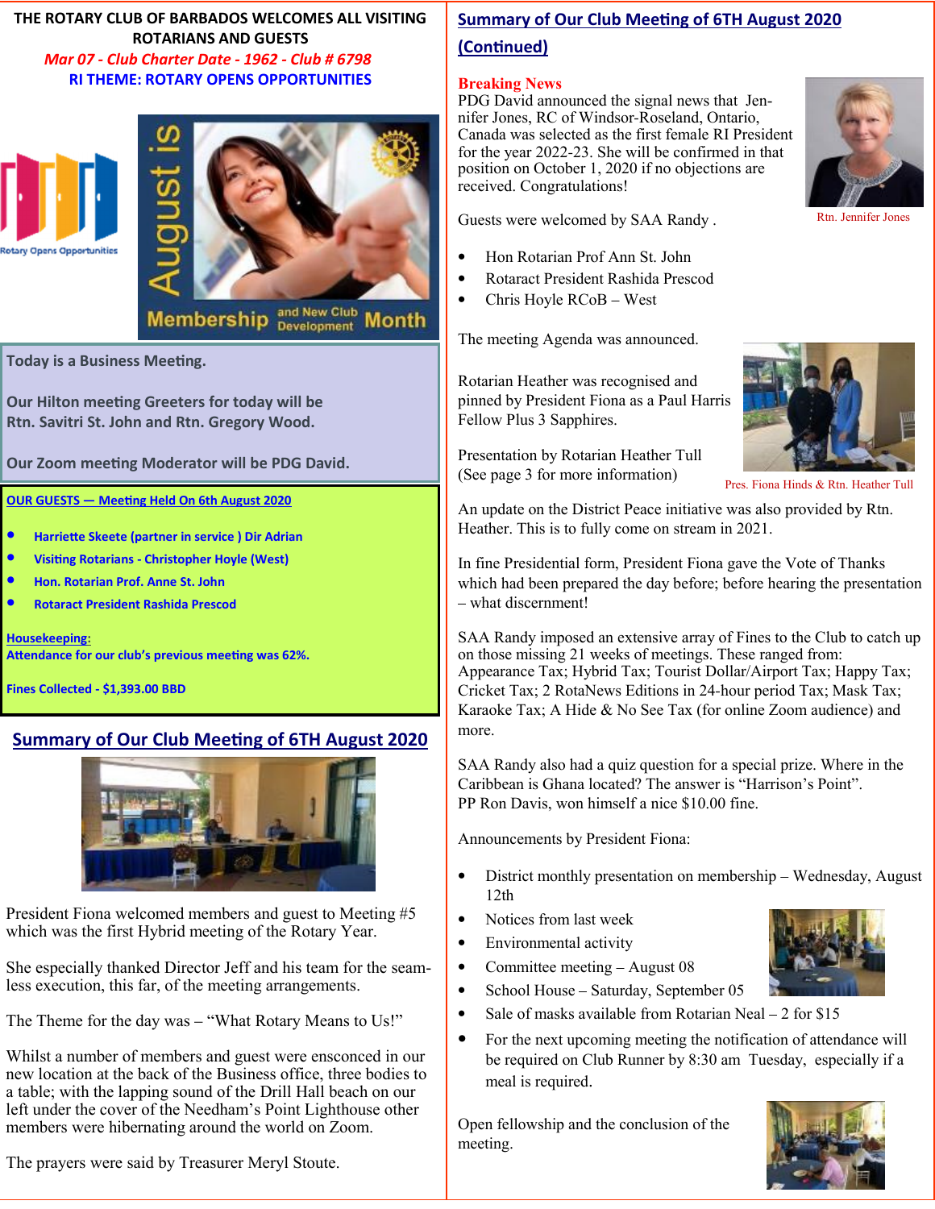**THE ROTARY CLUB OF BARBADOS WELCOMES ALL VISITING ROTARIANS AND GUESTS**

*Mar 07 - Club Charter Date - 1962 - Club # 6798*

**RI THEME: ROTARY OPENS OPPORTUNITIES**

**Today is a Business Meeting.**

**Our Hilton meeting Greeters for today will be Rtn. Savitri St. John and Rtn. Gregory Wood.**

**Our Zoom meeting Moderator will be PDG David.**

**OUR GUESTS — Meeting Held On 6th August 2020**

- **Harriette Skeete (partner in service ) Dir Adrian**
- **Visiting Rotarians - Christopher Hoyle (West)**
- **Hon. Rotarian Prof. Anne St. John**
- **Rotaract President Rashida Prescod**

**Housekeeping:**

**Attendance for our club's previous meeting was 62%.**

**Fines Collected - $1,393.00 BBD**

## Summary of Our Club Meeting of 6TH August 2020

President Fiona welcomed members and guest to Meeting #5 which was the first Hybrid meeting of the Rotary Year.

She especially thanked Director Jeff and his team for the seamless execution, this far, of the meeting arrangements.

The Theme for the day was – "What Rotary Means to Us!"

Whilst a number of members and guest were ensconced in our new location at the back of the Business office, three bodies to a table; with the lapping sound of the Drill Hall beach on our left under the cover of the Needham's Point Lighthouse other members were hibernating around the world on Zoom.

The prayers were said by Treasurer Meryl Stoute.

## Summary of Our Club Meeting of 6TH August 2020 (Continued)

**Breaking News**

PDG David announced the signal news that Jennifer Jones, RC of Windsor-Roseland, Ontario, Canada was selected as the first female RI President for the year 2022-23. She will be confirmed in that position on October 1, 2020 if no objections are received. Congratulations!

Rtn. Jennifer Jones

Guests were welcomed by SAA Randy .

- Hon Rotarian Prof Ann St. John
- Rotaract President Rashida Prescod
- Chris Hoyle RCoB – West

The meeting Agenda was announced.

Rotarian Heather was recognised and pinned by President Fiona as a Paul Harris Fellow Plus 3 Sapphires.

Presentation by Rotarian Heather Tull (See page 3 for more information)

Pres. Fiona Hinds & Rtn. Heather Tull

An update on the District Peace initiative was also provided by Rtn. Heather. This is to fully come on stream in 2021.

In fine Presidential form, President Fiona gave the Vote of Thanks which had been prepared the day before; before hearing the presentation – what discernment!

SAA Randy imposed an extensive array of Fines to the Club to catch up on those missing 21 weeks of meetings. These ranged from: Appearance Tax; Hybrid Tax; Tourist Dollar/Airport Tax; Happy Tax; Cricket Tax; 2 RotaNews Editions in 24-hour period Tax; Mask Tax; Karaoke Tax; A Hide & No See Tax (for online Zoom audience) and more.

SAA Randy also had a quiz question for a special prize. Where in the Caribbean is Ghana located? The answer is "Harrison's Point". PP Ron Davis, won himself a nice $10.00 fine.

Announcements by President Fiona:

- District monthly presentation on membership – Wednesday, August 12th
- Notices from last week
- Environmental activity
- Committee meeting – August 08
- School House – Saturday, September 05
- Sale of masks available from Rotarian Neal – 2 for $15
- For the next upcoming meeting the notification of attendance will be required on Club Runner by 8:30 am Tuesday, especially if a meal is required.

Open fellowship and the conclusion of the meeting.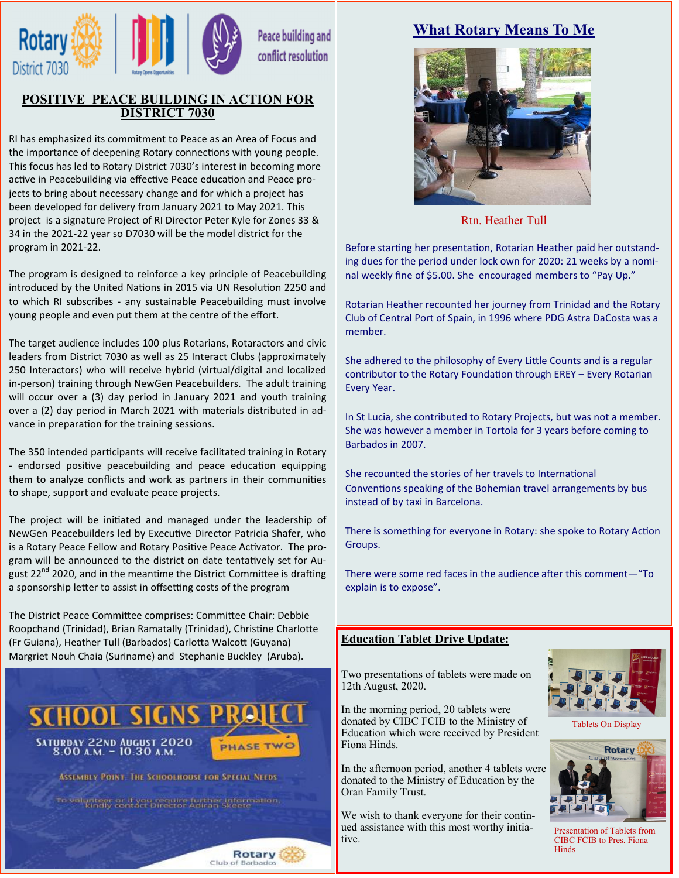## POSITIVE PEACE BUILDING IN ACTION FOR DISTRICT 7030

RI has emphasized its commitment to Peace as an Area of Focus and the importance of deepening Rotary connections with young people. This focus has led to Rotary District 7030's interest in becoming more active in Peacebuilding via effective Peace education and Peace projects to bring about necessary change and for which a project has been developed for delivery from January 2021 to May 2021. This project is a signature Project of RI Director Peter Kyle for Zones 33 & 34 in the 2021-22 year so D7030 will be the model district for the program in 2021-22.

The program is designed to reinforce a key principle of Peacebuilding introduced by the United Nations in 2015 via UN Resolution 2250 and to which RI subscribes - any sustainable Peacebuilding must involve young people and even put them at the centre of the effort.

The target audience includes 100 plus Rotarians, Rotaractors and civic leaders from District 7030 as well as 25 Interact Clubs (approximately 250 Interactors) who will receive hybrid (virtual/digital and localized in-person) training through NewGen Peacebuilders. The adult training will occur over a (3) day period in January 2021 and youth training over a (2) day period in March 2021 with materials distributed in advance in preparation for the training sessions.

The 350 intended participants will receive facilitated training in Rotary - endorsed positive peacebuilding and peace education equipping them to analyze conflicts and work as partners in their communities to shape, support and evaluate peace projects.

The project will be initiated and managed under the leadership of NewGen Peacebuilders led by Executive Director Patricia Shafer, who is a Rotary Peace Fellow and Rotary Positive Peace Activator. The program will be announced to the district on date tentatively set for August 22nd 2020, and in the meantime the District Committee is drafting a sponsorship letter to assist in offsetting costs of the program

The District Peace Committee comprises: Committee Chair: Debbie Roopchand (Trinidad), Brian Ramatally (Trinidad), Christine Charlotte (Fr Guiana), Heather Tull (Barbados) Carlotta Walcott (Guyana) Margriet Nouh Chaia (Suriname) and Stephanie Buckley (Aruba).

**SCHOOL SIGNS PROJECT**

**PHASE TWO**

SATURDAY 22ND AUGUST 2020
8:00 A.M. – 10:30 A.M.

ASSEMBLY POINT: THE SCHOOLHOUSE FOR SPECIAL NEEDS

To volunteer or if you require further information, kindly contact Director Adiran Skeete

Rotary Club of Barbados

## What Rotary Means To Me

Rtn. Heather Tull

Before starting her presentation, Rotarian Heather paid her outstanding dues for the period under lock own for 2020: 21 weeks by a nominal weekly fine of $5.00. She encouraged members to "Pay Up."

Rotarian Heather recounted her journey from Trinidad and the Rotary Club of Central Port of Spain, in 1996 where PDG Astra DaCosta was a member.

She adhered to the philosophy of Every Little Counts and is a regular contributor to the Rotary Foundation through EREY – Every Rotarian Every Year.

In St Lucia, she contributed to Rotary Projects, but was not a member. She was however a member in Tortola for 3 years before coming to Barbados in 2007.

She recounted the stories of her travels to International Conventions speaking of the Bohemian travel arrangements by bus instead of by taxi in Barcelona.

There is something for everyone in Rotary: she spoke to Rotary Action Groups.

There were some red faces in the audience after this comment—"To explain is to expose".

## Education Tablet Drive Update:

Two presentations of tablets were made on 12th August, 2020.

In the morning period, 20 tablets were donated by CIBC FCIB to the Ministry of Education which were received by President Fiona Hinds.

In the afternoon period, another 4 tablets were donated to the Ministry of Education by the Oran Family Trust.

We wish to thank everyone for their continued assistance with this most worthy initiative.

Tablets On Display

Presentation of Tablets from CIBC FCIB to Pres. Fiona Hinds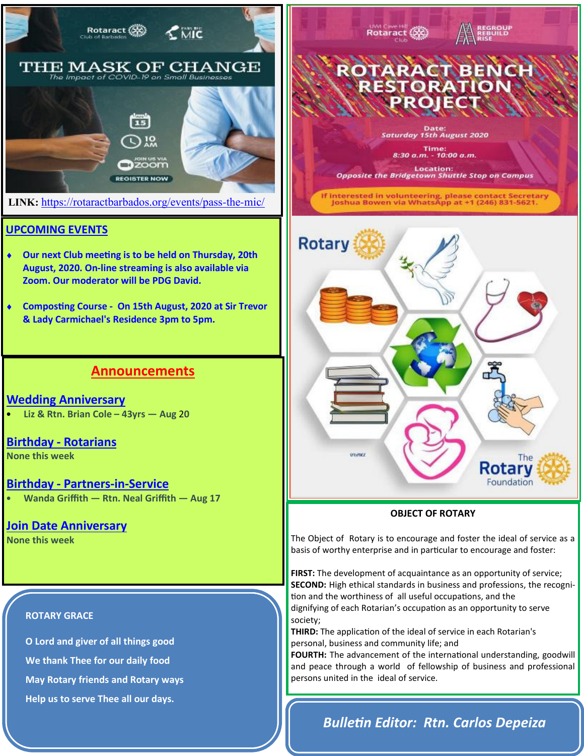THE MASK OF CHANGE

The Impact of COVID-19 on Small Businesses

15

10 AM

JOIN US VIA ZOOM

REGISTER NOW

**LINK:** https://rotaractbarbados.org/events/pass-the-mic/

## UPCOMING EVENTS

- **Our next Club meeting is to be held on Thursday, 20th August, 2020. On-line streaming is also available via Zoom. Our moderator will be PDG David.**
- **Composting Course - On 15th August, 2020 at Sir Trevor & Lady Carmichael's Residence 3pm to 5pm.**

## Announcements

### Wedding Anniversary

- Liz & Rtn. Brian Cole – 43yrs — Aug 20

### Birthday - Rotarians

None this week

### Birthday - Partners-in-Service

- Wanda Griffith — Rtn. Neal Griffith — Aug 17

### Join Date Anniversary

None this week

**ROTARY GRACE**

O Lord and giver of all things good
We thank Thee for our daily food
May Rotary friends and Rotary ways
Help us to serve Thee all our days.

ROTARACT BENCH RESTORATION PROJECT

Date:
Saturday 15th August 2020

Time:
8:30 a.m. - 10:00 a.m.

Location:
Opposite the Bridgetown Shuttle Stop on Campus

If interested in volunteering, please contact Secretary Joshua Bowen via WhatsApp at +1 (246) 831-5621.

**OBJECT OF ROTARY**

The Object of Rotary is to encourage and foster the ideal of service as a basis of worthy enterprise and in particular to encourage and foster:

**FIRST:** The development of acquaintance as an opportunity of service;
**SECOND:** High ethical standards in business and professions, the recognition and the worthiness of all useful occupations, and the dignifying of each Rotarian's occupation as an opportunity to serve society;
**THIRD:** The application of the ideal of service in each Rotarian's personal, business and community life; and
**FOURTH:** The advancement of the international understanding, goodwill and peace through a world of fellowship of business and professional persons united in the ideal of service.

***Bulletin Editor: Rtn. Carlos Depeiza***